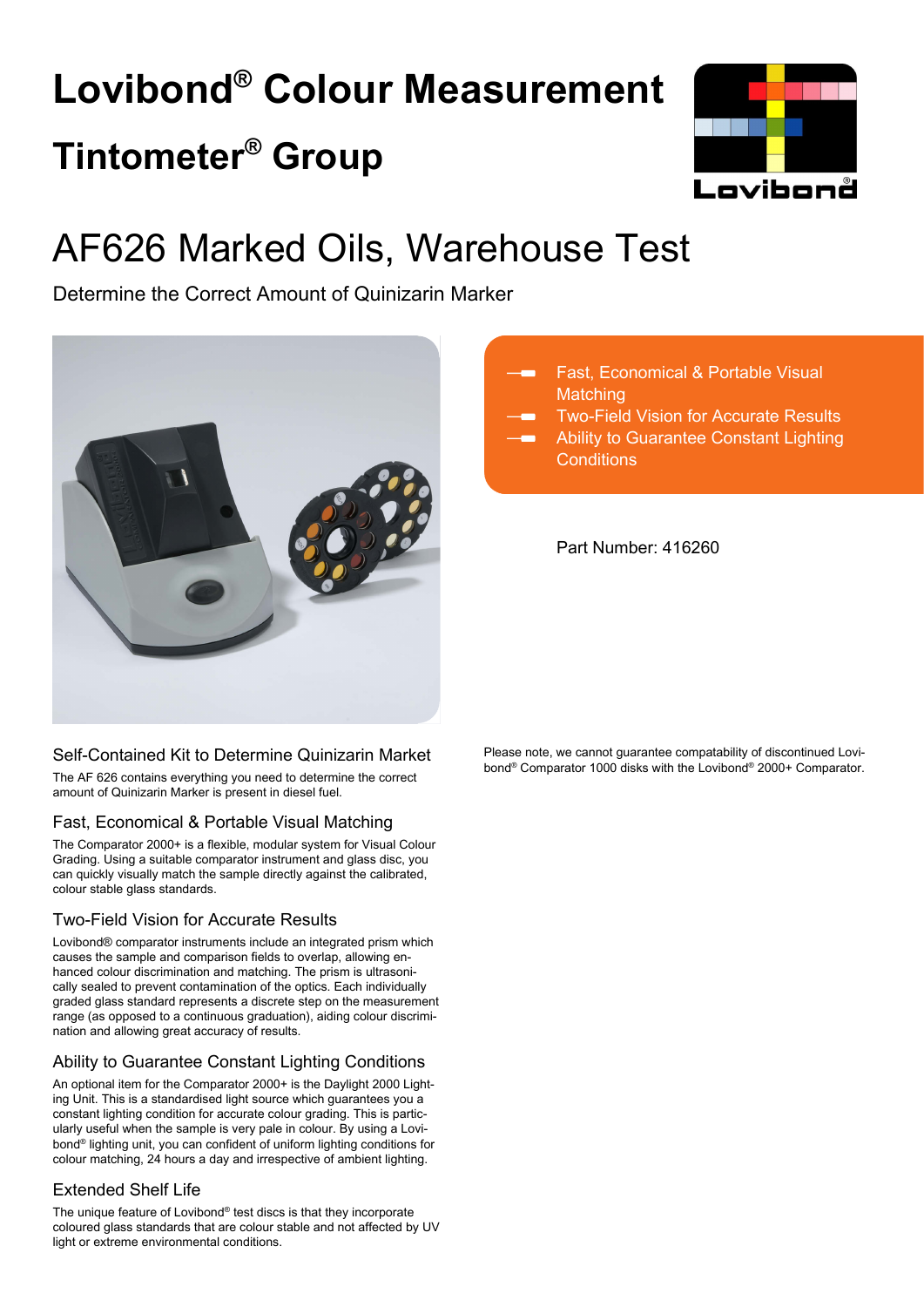# Lovibond® Colour Measurement

# Tintometer® Group

Lovibond®

# AF626 Marked Oils, Warehouse Test

Determine the Correct Amount of Quinizarin Marker

- Fast, Economical & Portable Visual Matching
- Two-Field Vision for Accurate Results
- Ability to Guarantee Constant Lighting Conditions

Part Number: 416260

## Self-Contained Kit to Determine Quinizarin Market

The AF 626 contains everything you need to determine the correct amount of Quinizarin Marker is present in diesel fuel.

## Fast, Economical & Portable Visual Matching

The Comparator 2000+ is a flexible, modular system for Visual Colour Grading. Using a suitable comparator instrument and glass disc, you can quickly visually match the sample directly against the calibrated, colour stable glass standards.

## Two-Field Vision for Accurate Results

Lovibond® comparator instruments include an integrated prism which causes the sample and comparison fields to overlap, allowing enhanced colour discrimination and matching. The prism is ultrasonically sealed to prevent contamination of the optics. Each individually graded glass standard represents a discrete step on the measurement range (as opposed to a continuous graduation), aiding colour discrimination and allowing great accuracy of results.

## Ability to Guarantee Constant Lighting Conditions

An optional item for the Comparator 2000+ is the Daylight 2000 Lighting Unit. This is a standardised light source which guarantees you a constant lighting condition for accurate colour grading. This is particularly useful when the sample is very pale in colour. By using a Lovibond® lighting unit, you can confident of uniform lighting conditions for colour matching, 24 hours a day and irrespective of ambient lighting.

## Extended Shelf Life

The unique feature of Lovibond® test discs is that they incorporate coloured glass standards that are colour stable and not affected by UV light or extreme environmental conditions.

Please note, we cannot guarantee compatability of discontinued Lovibond® Comparator 1000 disks with the Lovibond® 2000+ Comparator.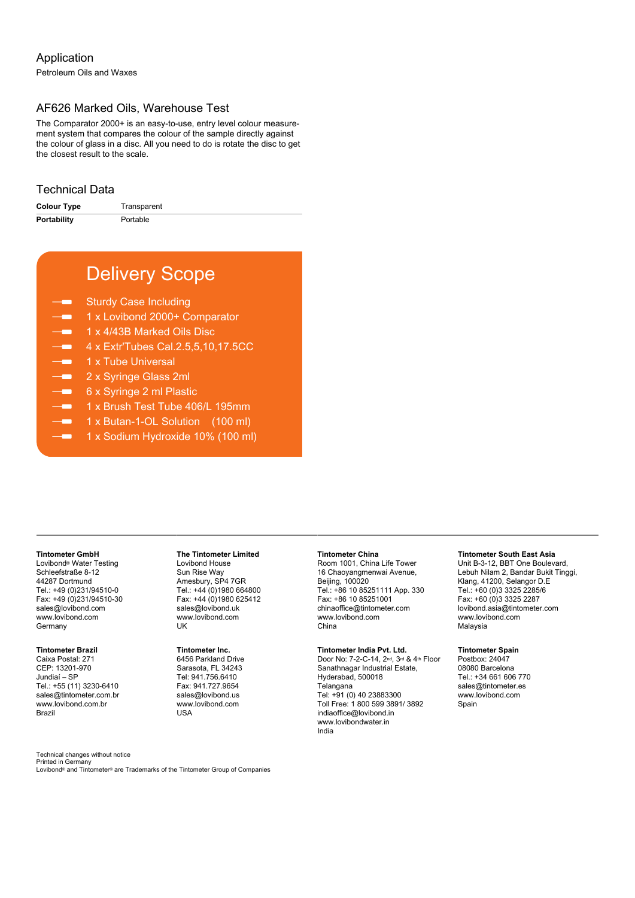## Application

Petroleum Oils and Waxes

## AF626 Marked Oils, Warehouse Test

The Comparator 2000+ is an easy-to-use, entry level colour measurement system that compares the colour of the sample directly against the colour of glass in a disc. All you need to do is rotate the disc to get the closest result to the scale.

## Technical Data

| | |
|---|---|
| **Colour Type** | Transparent |
| **Portability** | Portable |

## Delivery Scope

- Sturdy Case Including
- 1 x Lovibond 2000+ Comparator
- 1 x 4/43B Marked Oils Disc
- 4 x Extr'Tubes Cal.2.5,5,10,17.5CC
- 1 x Tube Universal
- 2 x Syringe Glass 2ml
- 6 x Syringe 2 ml Plastic
- 1 x Brush Test Tube 406/L 195mm
- 1 x Butan-1-OL Solution (100 ml)
- 1 x Sodium Hydroxide 10% (100 ml)

---

**Tintometer GmbH**
Lovibond® Water Testing
Schleefstraße 8-12
44287 Dortmund
Tel.: +49 (0)231/94510-0
Fax: +49 (0)231/94510-30
sales@lovibond.com
www.lovibond.com
Germany

**The Tintometer Limited**
Lovibond House
Sun Rise Way
Amesbury, SP4 7GR
Tel.: +44 (0)1980 664800
Fax: +44 (0)1980 625412
sales@lovibond.uk
www.lovibond.com
UK

**Tintometer China**
Room 1001, China Life Tower
16 Chaoyangmenwai Avenue,
Beijing, 100020
Tel.: +86 10 85251111 App. 330
Fax: +86 10 85251001
chinaoffice@tintometer.com
www.lovibond.com
China

**Tintometer South East Asia**
Unit B-3-12, BBT One Boulevard,
Lebuh Nilam 2, Bandar Bukit Tinggi,
Klang, 41200, Selangor D.E
Tel.: +60 (0)3 3325 2285/6
Fax: +60 (0)3 3325 2287
lovibond.asia@tintometer.com
www.lovibond.com
Malaysia

**Tintometer Brazil**
Caixa Postal: 271
CEP: 13201-970
Jundiaí – SP
Tel.: +55 (11) 3230-6410
sales@tintometer.com.br
www.lovibond.com.br
Brazil

**Tintometer Inc.**
6456 Parkland Drive
Sarasota, FL 34243
Tel: 941.756.6410
Fax: 941.727.9654
sales@lovibond.us
www.lovibond.com
USA

**Tintometer India Pvt. Ltd.**
Door No: 7-2-C-14, 2nd, 3rd & 4th Floor
Sanathnagar Industrial Estate,
Hyderabad, 500018
Telangana
Tel: +91 (0) 40 23883300
Toll Free: 1 800 599 3891/ 3892
indiaoffice@lovibond.in
www.lovibondwater.in
India

**Tintometer Spain**
Postbox: 24047
08080 Barcelona
Tel.: +34 661 606 770
sales@tintometer.es
www.lovibond.com
Spain

Technical changes without notice
Printed in Germany
Lovibond® and Tintometer® are Trademarks of the Tintometer Group of Companies